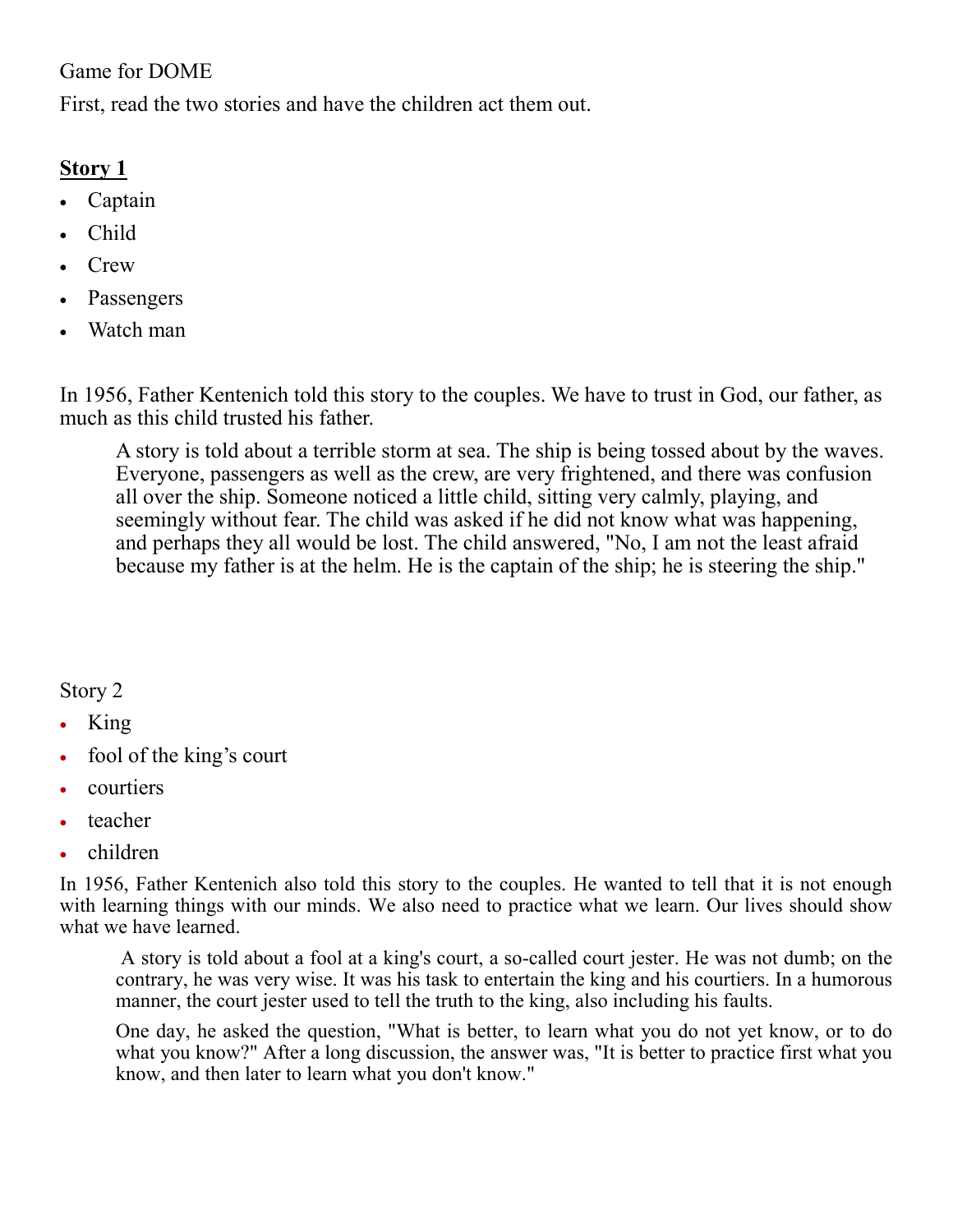Game for DOME

First, read the two stories and have the children act them out.

## **Story 1**

- Captain
- Child
- Crew
- Passengers
- Watch man

In 1956, Father Kentenich told this story to the couples. We have to trust in God, our father, as much as this child trusted his father.

> A story is told about a terrible storm at sea. The ship is being tossed about by the waves. Everyone, passengers as well as the crew, are very frightened, and there was confusion all over the ship. Someone noticed a little child, sitting very calmly, playing, and seemingly without fear. The child was asked if he did not know what was happening, and perhaps they all would be lost. The child answered, "No, I am not the least afraid because my father is at the helm. He is the captain of the ship; he is steering the ship."

Story 2

- King
- fool of the king's court
- courtiers
- teacher
- children

In 1956, Father Kentenich also told this story to the couples. He wanted to tell that it is not enough with learning things with our minds. We also need to practice what we learn. Our lives should show what we have learned.

> A story is told about a fool at a king's court, a so-called court jester. He was not dumb; on the contrary, he was very wise. It was his task to entertain the king and his courtiers. In a humorous manner, the court jester used to tell the truth to the king, also including his faults.
>
> One day, he asked the question, "What is better, to learn what you do not yet know, or to do what you know?" After a long discussion, the answer was, "It is better to practice first what you know, and then later to learn what you don't know."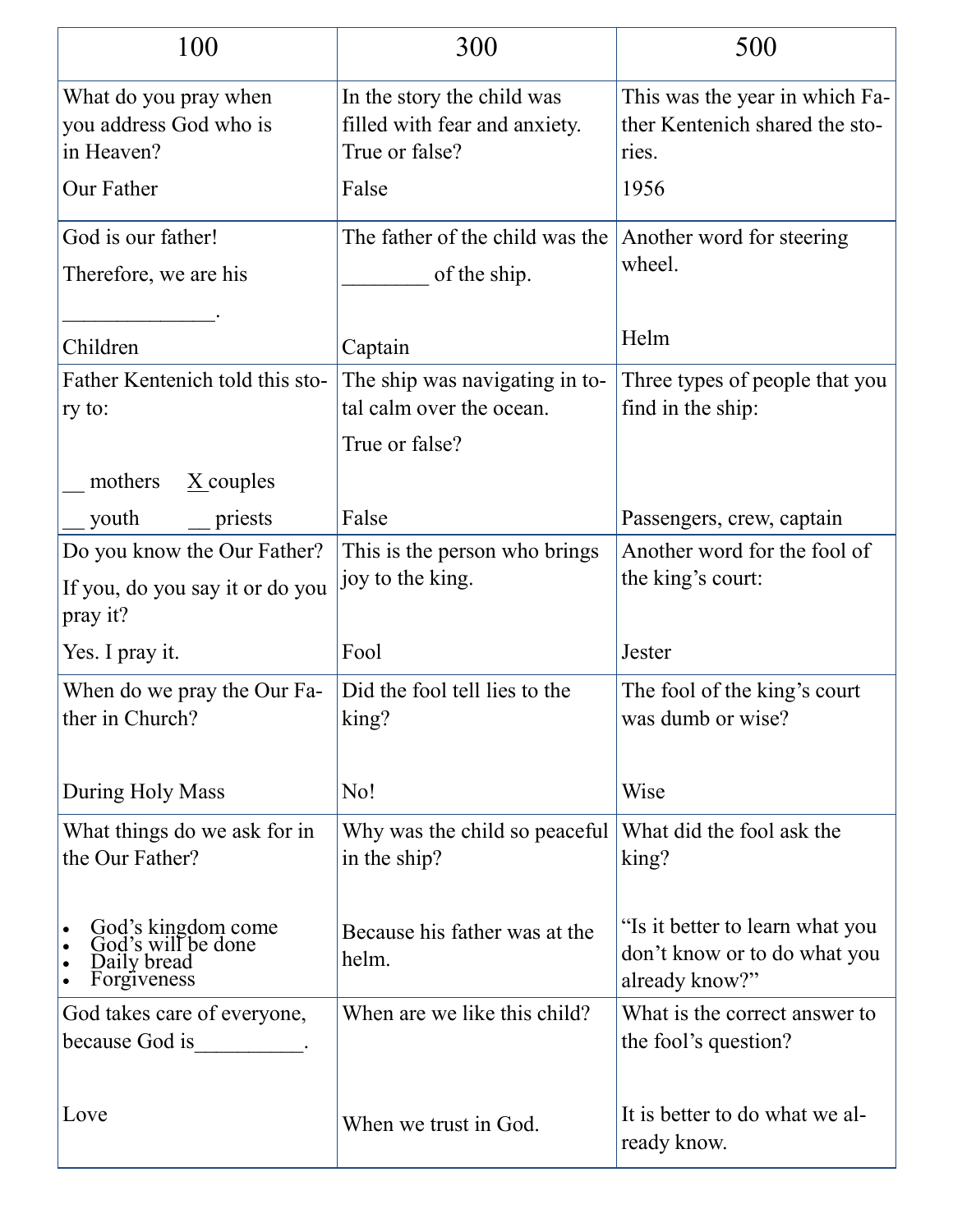| 100 | 300 | 500 |
|---|---|---|
| What do you pray when you address God who is in Heaven?<br><br>Our Father | In the story the child was filled with fear and anxiety. True or false?<br><br>False | This was the year in which Father Kentenich shared the stories.<br><br>1956 |
| God is our father!<br>Therefore, we are his ______________.<br><br>Children | The father of the child was the ________ of the ship.<br><br>Captain | Another word for steering wheel.<br><br>Helm |
| Father Kentenich told this story to:<br><br>__ mothers  X couples<br>__ youth  __ priests | The ship was navigating in total calm over the ocean.<br>True or false?<br><br>False | Three types of people that you find in the ship:<br><br>Passengers, crew, captain |
| Do you know the Our Father?<br>If you, do you say it or do you pray it?<br><br>Yes. I pray it. | This is the person who brings joy to the king.<br><br>Fool | Another word for the fool of the king's court:<br><br>Jester |
| When do we pray the Our Father in Church?<br><br>During Holy Mass | Did the fool tell lies to the king?<br><br>No! | The fool of the king's court was dumb or wise?<br><br>Wise |
| What things do we ask for in the Our Father?<br><br>• God's kingdom come<br>• God's will be done<br>• Daily bread<br>• Forgiveness | Why was the child so peaceful in the ship?<br><br>Because his father was at the helm. | What did the fool ask the king?<br><br>"Is it better to learn what you don't know or to do what you already know?" |
| God takes care of everyone, because God is__________.<br><br>Love | When are we like this child?<br><br>When we trust in God. | What is the correct answer to the fool's question?<br><br>It is better to do what we already know. |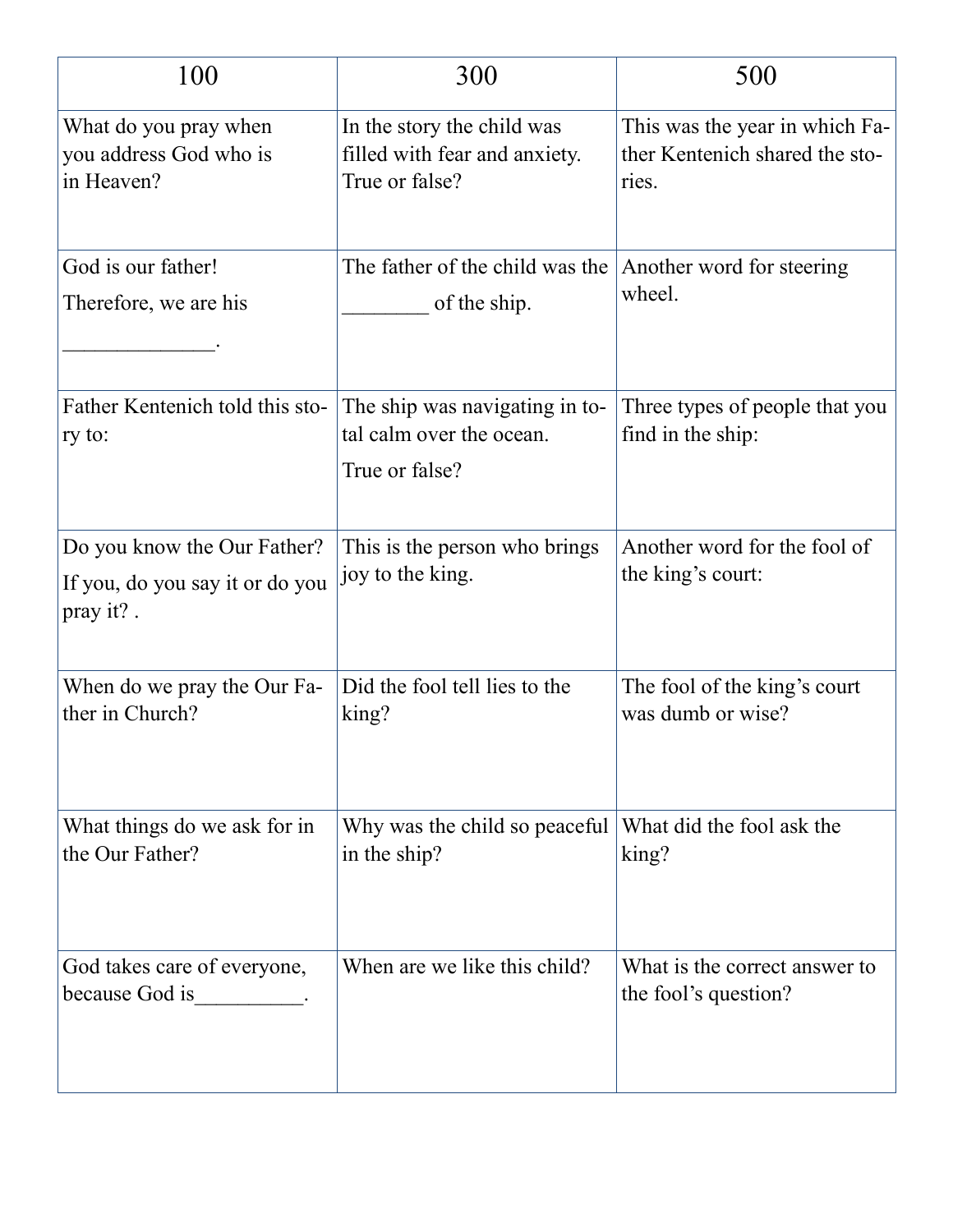| 100 | 300 | 500 |
|---|---|---|
| What do you pray when you address God who is in Heaven? | In the story the child was filled with fear and anxiety. True or false? | This was the year in which Father Kentenich shared the stories. |
| God is our father! Therefore, we are his _____________. | The father of the child was the ________ of the ship. | Another word for steering wheel. |
| Father Kentenich told this story to: | The ship was navigating in total calm over the ocean. True or false? | Three types of people that you find in the ship: |
| Do you know the Our Father? If you, do you say it or do you pray it? . | This is the person who brings joy to the king. | Another word for the fool of the king's court: |
| When do we pray the Our Father in Church? | Did the fool tell lies to the king? | The fool of the king's court was dumb or wise? |
| What things do we ask for in the Our Father? | Why was the child so peaceful in the ship? | What did the fool ask the king? |
| God takes care of everyone, because God is__________. | When are we like this child? | What is the correct answer to the fool's question? |